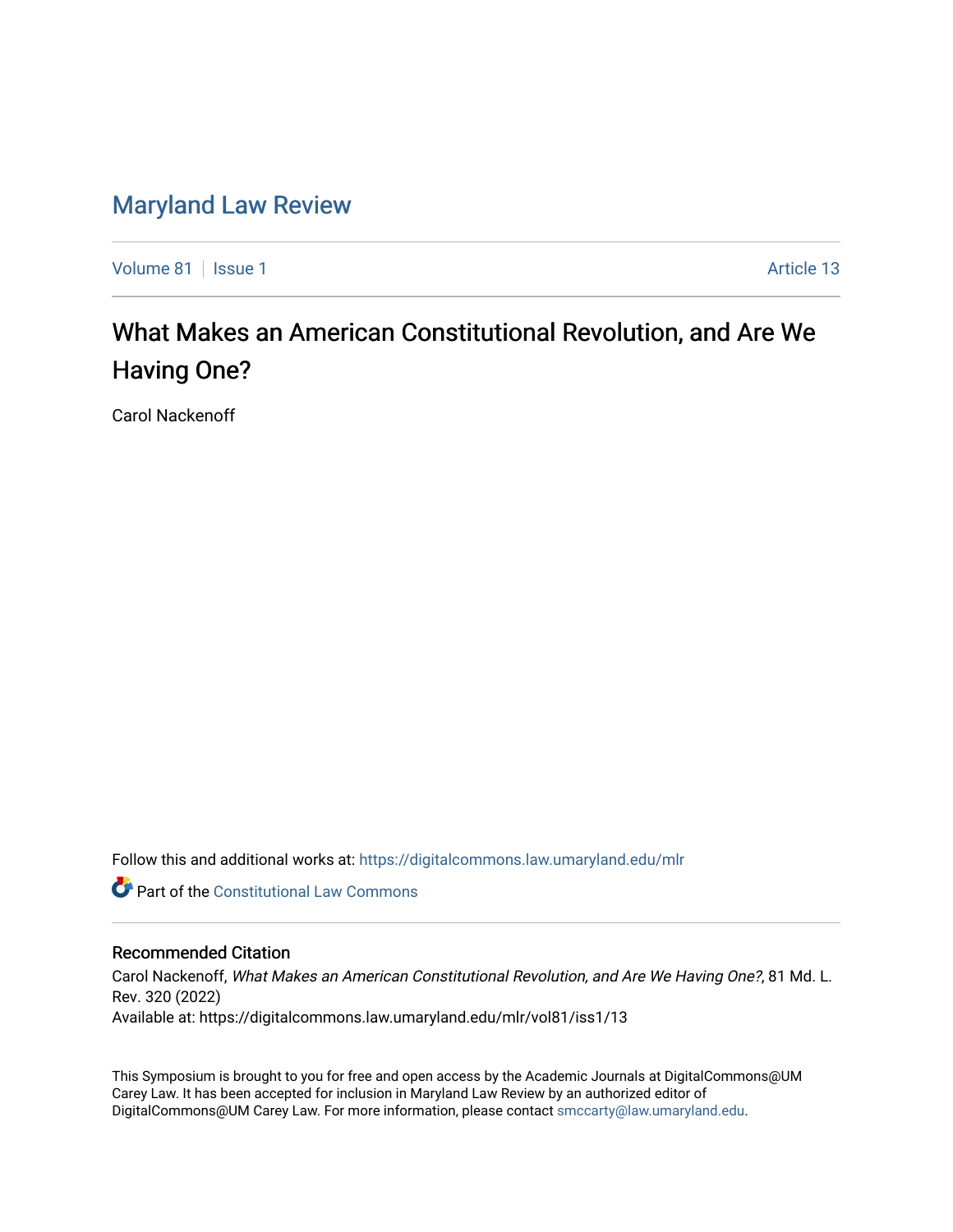# Maryland Law Review

Volume 81 | Issue 1 Article 13

## What Makes an American Constitutional Revolution, and Are We Having One?

Carol Nackenoff

Follow this and additional works at: https://digitalcommons.law.umaryland.edu/mlr

Part of the Constitutional Law Commons

### Recommended Citation

Carol Nackenoff, *What Makes an American Constitutional Revolution, and Are We Having One?*, 81 Md. L. Rev. 320 (2022)

Available at: https://digitalcommons.law.umaryland.edu/mlr/vol81/iss1/13

This Symposium is brought to you for free and open access by the Academic Journals at DigitalCommons@UM Carey Law. It has been accepted for inclusion in Maryland Law Review by an authorized editor of DigitalCommons@UM Carey Law. For more information, please contact smccarty@law.umaryland.edu.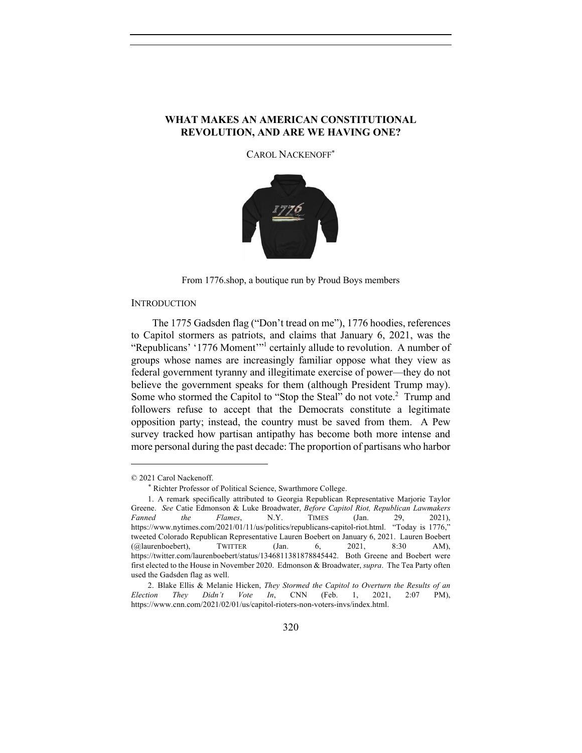# WHAT MAKES AN AMERICAN CONSTITUTIONAL REVOLUTION, AND ARE WE HAVING ONE?

CAROL NACKENOFF[*]

From 1776.shop, a boutique run by Proud Boys members

## INTRODUCTION

The 1775 Gadsden flag ("Don't tread on me"), 1776 hoodies, references to Capitol stormers as patriots, and claims that January 6, 2021, was the "Republicans' '1776 Moment'"[1] certainly allude to revolution. A number of groups whose names are increasingly familiar oppose what they view as federal government tyranny and illegitimate exercise of power—they do not believe the government speaks for them (although President Trump may). Some who stormed the Capitol to "Stop the Steal" do not vote.[2] Trump and followers refuse to accept that the Democrats constitute a legitimate opposition party; instead, the country must be saved from them. A Pew survey tracked how partisan antipathy has become both more intense and more personal during the past decade: The proportion of partisans who harbor

---

© 2021 Carol Nackenoff.

[*] Richter Professor of Political Science, Swarthmore College.

1. A remark specifically attributed to Georgia Republican Representative Marjorie Taylor Greene. *See* Catie Edmonson & Luke Broadwater, *Before Capitol Riot, Republican Lawmakers Fanned the Flames*, N.Y. TIMES (Jan. 29, 2021), https://www.nytimes.com/2021/01/11/us/politics/republicans-capitol-riot.html. "Today is 1776," tweeted Colorado Republican Representative Lauren Boebert on January 6, 2021. Lauren Boebert (@laurenboebert), TWITTER (Jan. 6, 2021, 8:30 AM), https://twitter.com/laurenboebert/status/1346811381878845442. Both Greene and Boebert were first elected to the House in November 2020. Edmonson & Broadwater, *supra*. The Tea Party often used the Gadsden flag as well.

2. Blake Ellis & Melanie Hicken, *They Stormed the Capitol to Overturn the Results of an Election They Didn't Vote In*, CNN (Feb. 1, 2021, 2:07 PM), https://www.cnn.com/2021/02/01/us/capitol-rioters-non-voters-invs/index.html.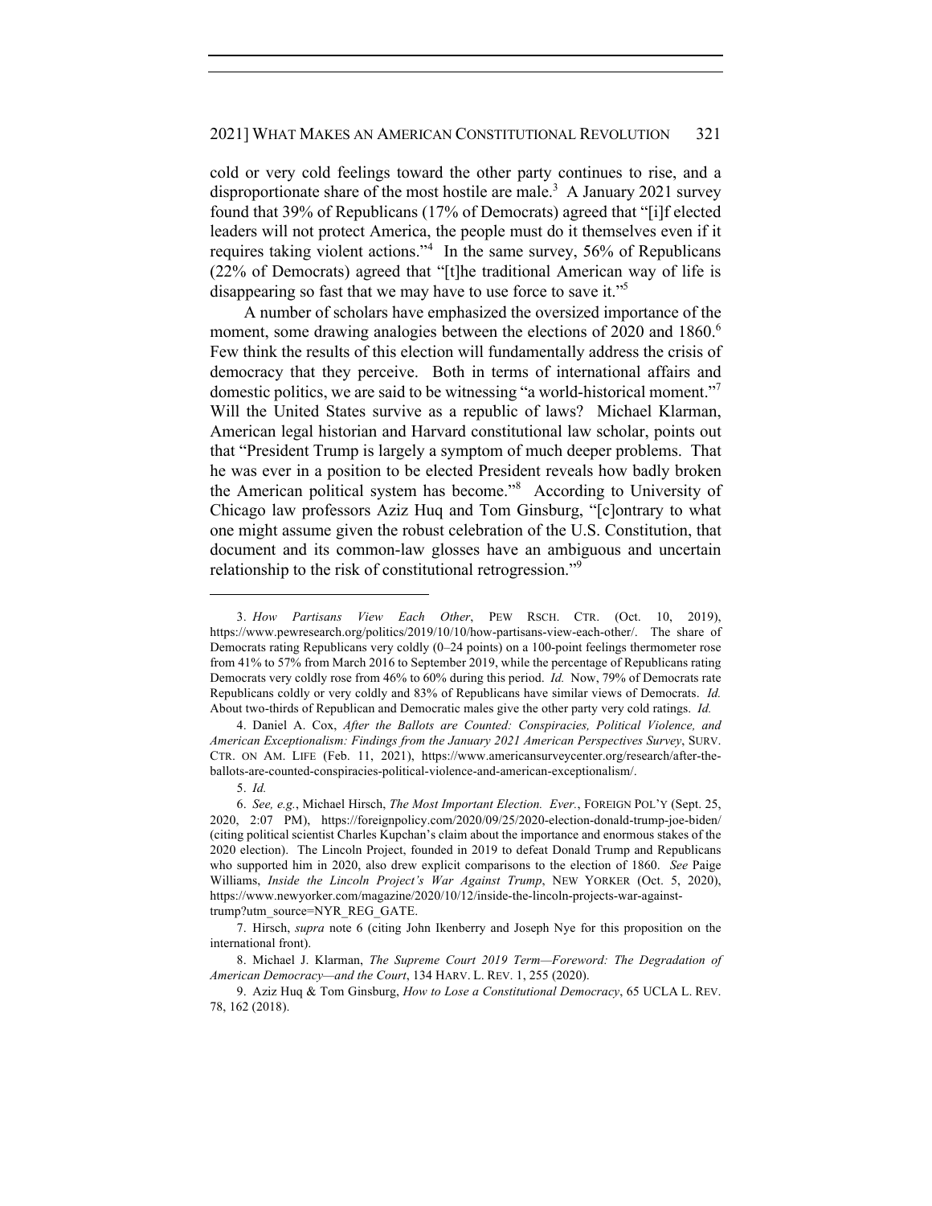cold or very cold feelings toward the other party continues to rise, and a disproportionate share of the most hostile are male.[3] A January 2021 survey found that 39% of Republicans (17% of Democrats) agreed that "[i]f elected leaders will not protect America, the people must do it themselves even if it requires taking violent actions."[4] In the same survey, 56% of Republicans (22% of Democrats) agreed that "[t]he traditional American way of life is disappearing so fast that we may have to use force to save it."[5]

A number of scholars have emphasized the oversized importance of the moment, some drawing analogies between the elections of 2020 and 1860.[6] Few think the results of this election will fundamentally address the crisis of democracy that they perceive. Both in terms of international affairs and domestic politics, we are said to be witnessing "a world-historical moment."[7] Will the United States survive as a republic of laws? Michael Klarman, American legal historian and Harvard constitutional law scholar, points out that "President Trump is largely a symptom of much deeper problems. That he was ever in a position to be elected President reveals how badly broken the American political system has become."[8] According to University of Chicago law professors Aziz Huq and Tom Ginsburg, "[c]ontrary to what one might assume given the robust celebration of the U.S. Constitution, that document and its common-law glosses have an ambiguous and uncertain relationship to the risk of constitutional retrogression."[9]

---

3. *How Partisans View Each Other*, PEW RSCH. CTR. (Oct. 10, 2019), https://www.pewresearch.org/politics/2019/10/10/how-partisans-view-each-other/. The share of Democrats rating Republicans very coldly (0–24 points) on a 100-point feelings thermometer rose from 41% to 57% from March 2016 to September 2019, while the percentage of Republicans rating Democrats very coldly rose from 46% to 60% during this period. *Id.* Now, 79% of Democrats rate Republicans coldly or very coldly and 83% of Republicans have similar views of Democrats. *Id.* About two-thirds of Republican and Democratic males give the other party very cold ratings. *Id.*

4. Daniel A. Cox, *After the Ballots are Counted: Conspiracies, Political Violence, and American Exceptionalism: Findings from the January 2021 American Perspectives Survey*, SURV. CTR. ON AM. LIFE (Feb. 11, 2021), https://www.americansurveycenter.org/research/after-the-ballots-are-counted-conspiracies-political-violence-and-american-exceptionalism/.

5. *Id.*

6. *See, e.g.*, Michael Hirsch, *The Most Important Election. Ever.*, FOREIGN POL'Y (Sept. 25, 2020, 2:07 PM), https://foreignpolicy.com/2020/09/25/2020-election-donald-trump-joe-biden/ (citing political scientist Charles Kupchan's claim about the importance and enormous stakes of the 2020 election). The Lincoln Project, founded in 2019 to defeat Donald Trump and Republicans who supported him in 2020, also drew explicit comparisons to the election of 1860. *See* Paige Williams, *Inside the Lincoln Project's War Against Trump*, NEW YORKER (Oct. 5, 2020), https://www.newyorker.com/magazine/2020/10/12/inside-the-lincoln-projects-war-against-trump?utm_source=NYR_REG_GATE.

7. Hirsch, *supra* note 6 (citing John Ikenberry and Joseph Nye for this proposition on the international front).

8. Michael J. Klarman, *The Supreme Court 2019 Term—Foreword: The Degradation of American Democracy—and the Court*, 134 HARV. L. REV. 1, 255 (2020).

9. Aziz Huq & Tom Ginsburg, *How to Lose a Constitutional Democracy*, 65 UCLA L. REV. 78, 162 (2018).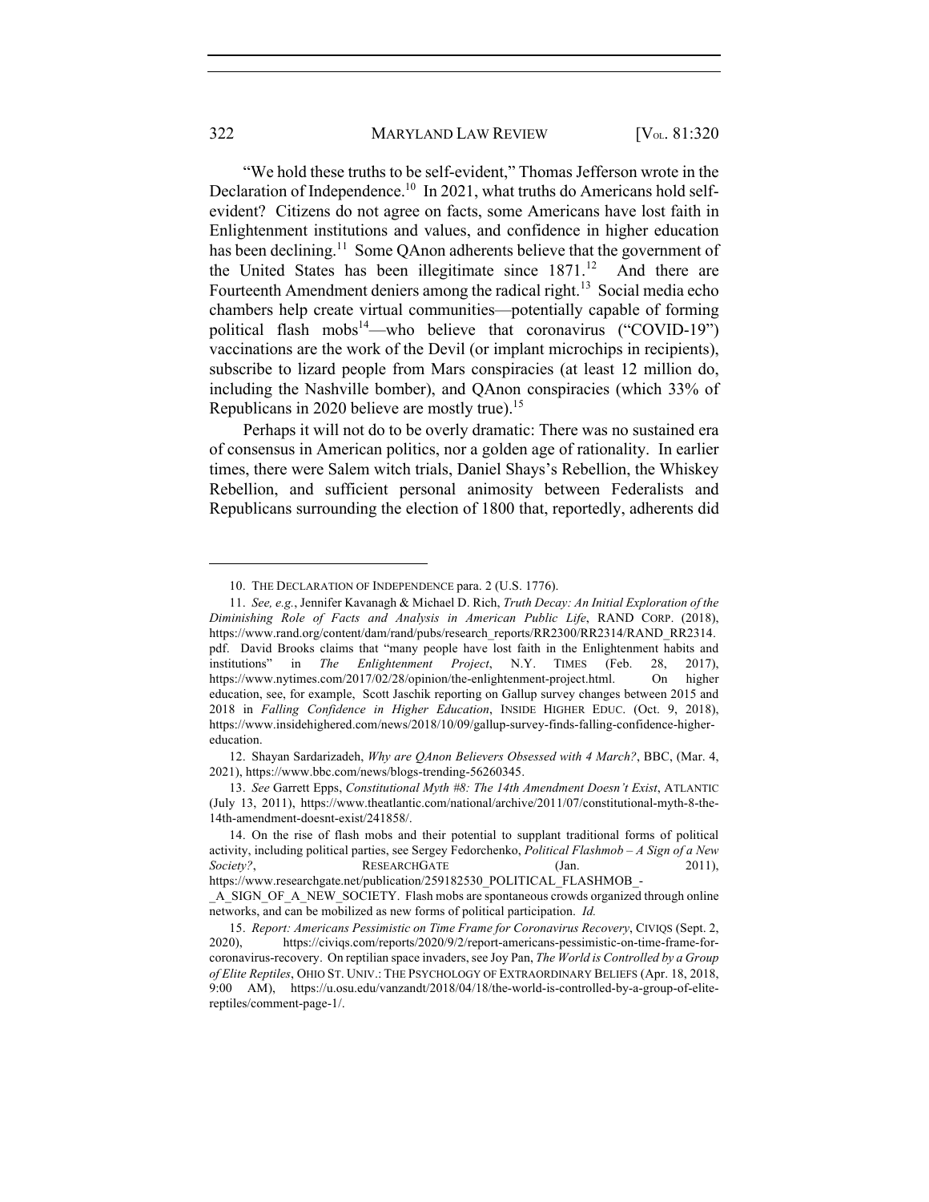"We hold these truths to be self-evident," Thomas Jefferson wrote in the Declaration of Independence.[10] In 2021, what truths do Americans hold self-evident? Citizens do not agree on facts, some Americans have lost faith in Enlightenment institutions and values, and confidence in higher education has been declining.[11] Some QAnon adherents believe that the government of the United States has been illegitimate since 1871.[12] And there are Fourteenth Amendment deniers among the radical right.[13] Social media echo chambers help create virtual communities—potentially capable of forming political flash mobs[14]—who believe that coronavirus ("COVID-19") vaccinations are the work of the Devil (or implant microchips in recipients), subscribe to lizard people from Mars conspiracies (at least 12 million do, including the Nashville bomber), and QAnon conspiracies (which 33% of Republicans in 2020 believe are mostly true).[15]

Perhaps it will not do to be overly dramatic: There was no sustained era of consensus in American politics, nor a golden age of rationality. In earlier times, there were Salem witch trials, Daniel Shays's Rebellion, the Whiskey Rebellion, and sufficient personal animosity between Federalists and Republicans surrounding the election of 1800 that, reportedly, adherents did

---

10. THE DECLARATION OF INDEPENDENCE para. 2 (U.S. 1776).

11. *See, e.g.*, Jennifer Kavanagh & Michael D. Rich, *Truth Decay: An Initial Exploration of the Diminishing Role of Facts and Analysis in American Public Life*, RAND CORP. (2018), https://www.rand.org/content/dam/rand/pubs/research_reports/RR2300/RR2314/RAND_RR2314.pdf. David Brooks claims that "many people have lost faith in the Enlightenment habits and institutions" in *The Enlightenment Project*, N.Y. TIMES (Feb. 28, 2017), https://www.nytimes.com/2017/02/28/opinion/the-enlightenment-project.html. On higher education, see, for example, Scott Jaschik reporting on Gallup survey changes between 2015 and 2018 in *Falling Confidence in Higher Education*, INSIDE HIGHER EDUC. (Oct. 9, 2018), https://www.insidehighered.com/news/2018/10/09/gallup-survey-finds-falling-confidence-higher-education.

12. Shayan Sardarizadeh, *Why are QAnon Believers Obsessed with 4 March?*, BBC, (Mar. 4, 2021), https://www.bbc.com/news/blogs-trending-56260345.

13. *See* Garrett Epps, *Constitutional Myth #8: The 14th Amendment Doesn't Exist*, ATLANTIC (July 13, 2011), https://www.theatlantic.com/national/archive/2011/07/constitutional-myth-8-the-14th-amendment-doesnt-exist/241858/.

14. On the rise of flash mobs and their potential to supplant traditional forms of political activity, including political parties, see Sergey Fedorchenko, *Political Flashmob – A Sign of a New Society?*, RESEARCHGATE (Jan. 2011), https://www.researchgate.net/publication/259182530_POLITICAL_FLASHMOB_-_A_SIGN_OF_A_NEW_SOCIETY. Flash mobs are spontaneous crowds organized through online networks, and can be mobilized as new forms of political participation. *Id.*

15. *Report: Americans Pessimistic on Time Frame for Coronavirus Recovery*, CIVIQS (Sept. 2, 2020), https://civiqs.com/reports/2020/9/2/report-americans-pessimistic-on-time-frame-for-coronavirus-recovery. On reptilian space invaders, see Joy Pan, *The World is Controlled by a Group of Elite Reptiles*, OHIO ST. UNIV.: THE PSYCHOLOGY OF EXTRAORDINARY BELIEFS (Apr. 18, 2018, 9:00 AM), https://u.osu.edu/vanzandt/2018/04/18/the-world-is-controlled-by-a-group-of-elite-reptiles/comment-page-1/.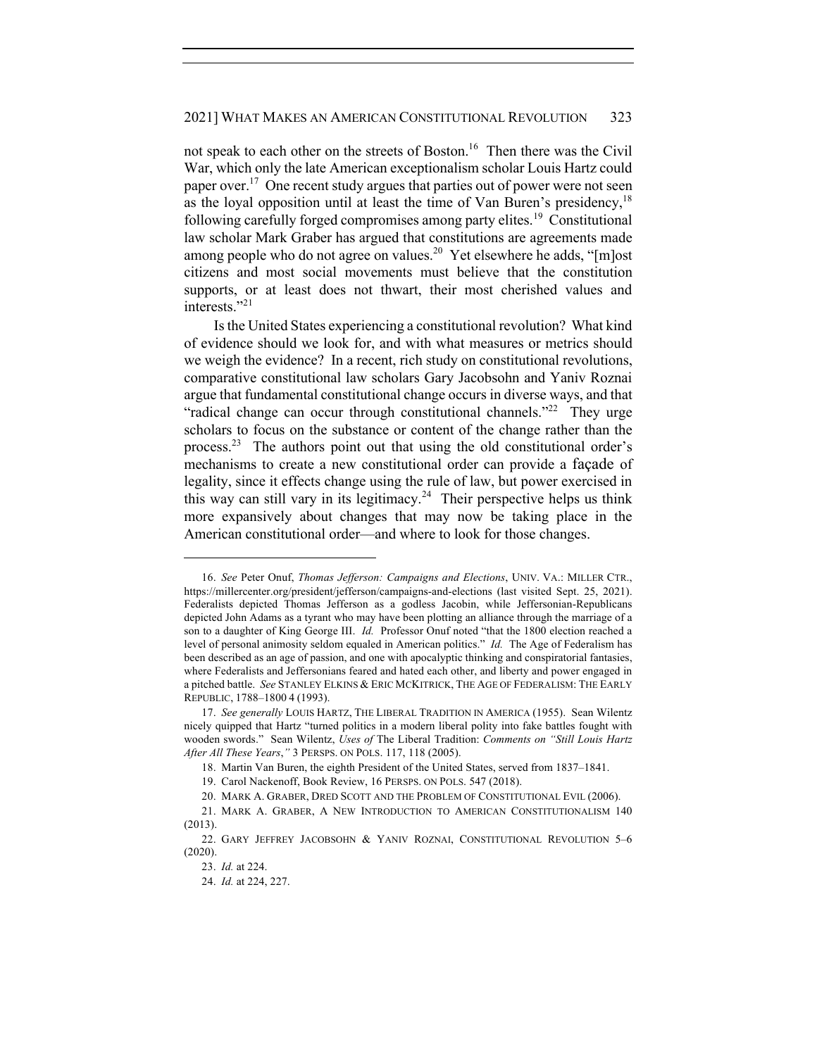not speak to each other on the streets of Boston.[16] Then there was the Civil War, which only the late American exceptionalism scholar Louis Hartz could paper over.[17] One recent study argues that parties out of power were not seen as the loyal opposition until at least the time of Van Buren's presidency,[18] following carefully forged compromises among party elites.[19] Constitutional law scholar Mark Graber has argued that constitutions are agreements made among people who do not agree on values.[20] Yet elsewhere he adds, "[m]ost citizens and most social movements must believe that the constitution supports, or at least does not thwart, their most cherished values and interests."[21]

Is the United States experiencing a constitutional revolution? What kind of evidence should we look for, and with what measures or metrics should we weigh the evidence? In a recent, rich study on constitutional revolutions, comparative constitutional law scholars Gary Jacobsohn and Yaniv Roznai argue that fundamental constitutional change occurs in diverse ways, and that "radical change can occur through constitutional channels."[22] They urge scholars to focus on the substance or content of the change rather than the process.[23] The authors point out that using the old constitutional order's mechanisms to create a new constitutional order can provide a façade of legality, since it effects change using the rule of law, but power exercised in this way can still vary in its legitimacy.[24] Their perspective helps us think more expansively about changes that may now be taking place in the American constitutional order—and where to look for those changes.

---

16. *See* Peter Onuf, *Thomas Jefferson: Campaigns and Elections*, UNIV. VA.: MILLER CTR., https://millercenter.org/president/jefferson/campaigns-and-elections (last visited Sept. 25, 2021). Federalists depicted Thomas Jefferson as a godless Jacobin, while Jeffersonian-Republicans depicted John Adams as a tyrant who may have been plotting an alliance through the marriage of a son to a daughter of King George III. *Id.* Professor Onuf noted "that the 1800 election reached a level of personal animosity seldom equaled in American politics." *Id.* The Age of Federalism has been described as an age of passion, and one with apocalyptic thinking and conspiratorial fantasies, where Federalists and Jeffersonians feared and hated each other, and liberty and power engaged in a pitched battle. *See* STANLEY ELKINS & ERIC MCKITRICK, THE AGE OF FEDERALISM: THE EARLY REPUBLIC, 1788–1800 4 (1993).

17. *See generally* LOUIS HARTZ, THE LIBERAL TRADITION IN AMERICA (1955). Sean Wilentz nicely quipped that Hartz "turned politics in a modern liberal polity into fake battles fought with wooden swords." Sean Wilentz, *Uses of* The Liberal Tradition: *Comments on "Still Louis Hartz After All These Years*,*"* 3 PERSPS. ON POLS. 117, 118 (2005).

18. Martin Van Buren, the eighth President of the United States, served from 1837–1841.

19. Carol Nackenoff, Book Review, 16 PERSPS. ON POLS. 547 (2018).

20. MARK A. GRABER, DRED SCOTT AND THE PROBLEM OF CONSTITUTIONAL EVIL (2006).

21. MARK A. GRABER, A NEW INTRODUCTION TO AMERICAN CONSTITUTIONALISM 140 (2013).

22. GARY JEFFREY JACOBSOHN & YANIV ROZNAI, CONSTITUTIONAL REVOLUTION 5–6 (2020).

23. *Id.* at 224.

24. *Id.* at 224, 227.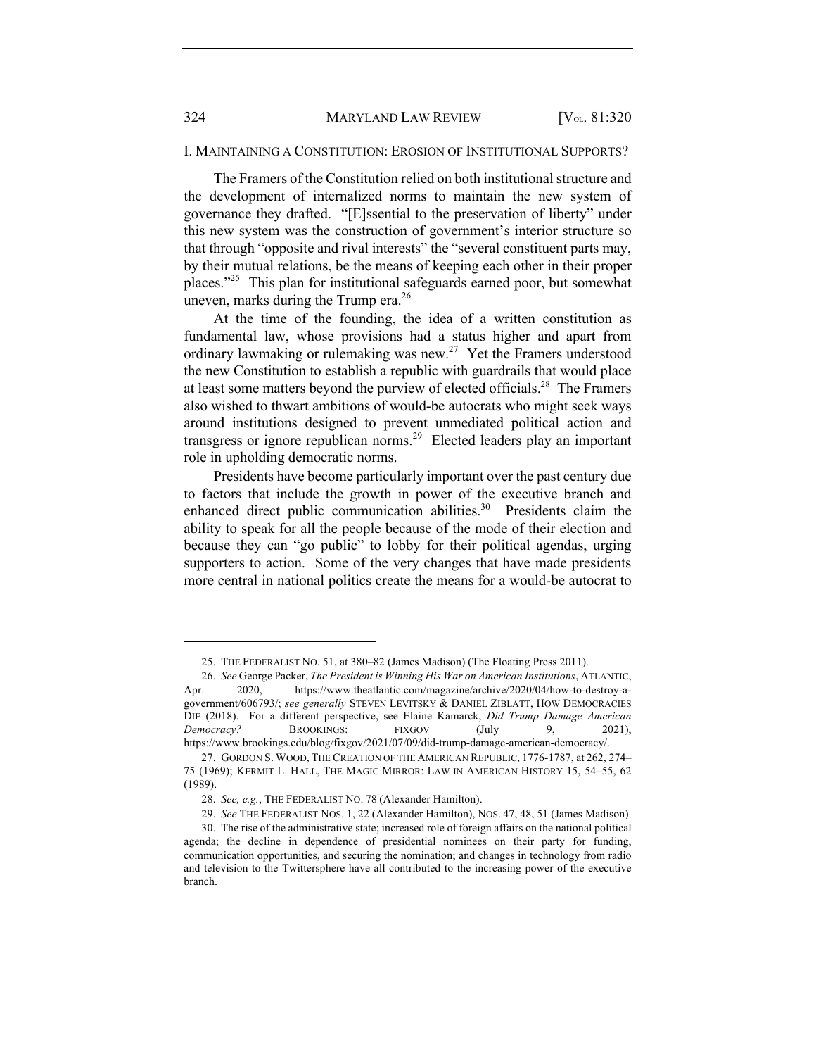## I. MAINTAINING A CONSTITUTION: EROSION OF INSTITUTIONAL SUPPORTS?

The Framers of the Constitution relied on both institutional structure and the development of internalized norms to maintain the new system of governance they drafted. "[E]ssential to the preservation of liberty" under this new system was the construction of government's interior structure so that through "opposite and rival interests" the "several constituent parts may, by their mutual relations, be the means of keeping each other in their proper places."[25] This plan for institutional safeguards earned poor, but somewhat uneven, marks during the Trump era.[26]

At the time of the founding, the idea of a written constitution as fundamental law, whose provisions had a status higher and apart from ordinary lawmaking or rulemaking was new.[27] Yet the Framers understood the new Constitution to establish a republic with guardrails that would place at least some matters beyond the purview of elected officials.[28] The Framers also wished to thwart ambitions of would-be autocrats who might seek ways around institutions designed to prevent unmediated political action and transgress or ignore republican norms.[29] Elected leaders play an important role in upholding democratic norms.

Presidents have become particularly important over the past century due to factors that include the growth in power of the executive branch and enhanced direct public communication abilities.[30] Presidents claim the ability to speak for all the people because of the mode of their election and because they can "go public" to lobby for their political agendas, urging supporters to action. Some of the very changes that have made presidents more central in national politics create the means for a would-be autocrat to

---

25. THE FEDERALIST NO. 51, at 380–82 (James Madison) (The Floating Press 2011).

26. *See* George Packer, *The President is Winning His War on American Institutions*, ATLANTIC, Apr. 2020, https://www.theatlantic.com/magazine/archive/2020/04/how-to-destroy-a-government/606793/; *see generally* STEVEN LEVITSKY & DANIEL ZIBLATT, HOW DEMOCRACIES DIE (2018). For a different perspective, see Elaine Kamarck, *Did Trump Damage American Democracy?* BROOKINGS: FIXGOV (July 9, 2021), https://www.brookings.edu/blog/fixgov/2021/07/09/did-trump-damage-american-democracy/.

27. GORDON S. WOOD, THE CREATION OF THE AMERICAN REPUBLIC, 1776-1787, at 262, 274–75 (1969); KERMIT L. HALL, THE MAGIC MIRROR: LAW IN AMERICAN HISTORY 15, 54–55, 62 (1989).

28. *See, e.g.*, THE FEDERALIST NO. 78 (Alexander Hamilton).

29. *See* THE FEDERALIST NOS. 1, 22 (Alexander Hamilton), NOS. 47, 48, 51 (James Madison).

30. The rise of the administrative state; increased role of foreign affairs on the national political agenda; the decline in dependence of presidential nominees on their party for funding, communication opportunities, and securing the nomination; and changes in technology from radio and television to the Twittersphere have all contributed to the increasing power of the executive branch.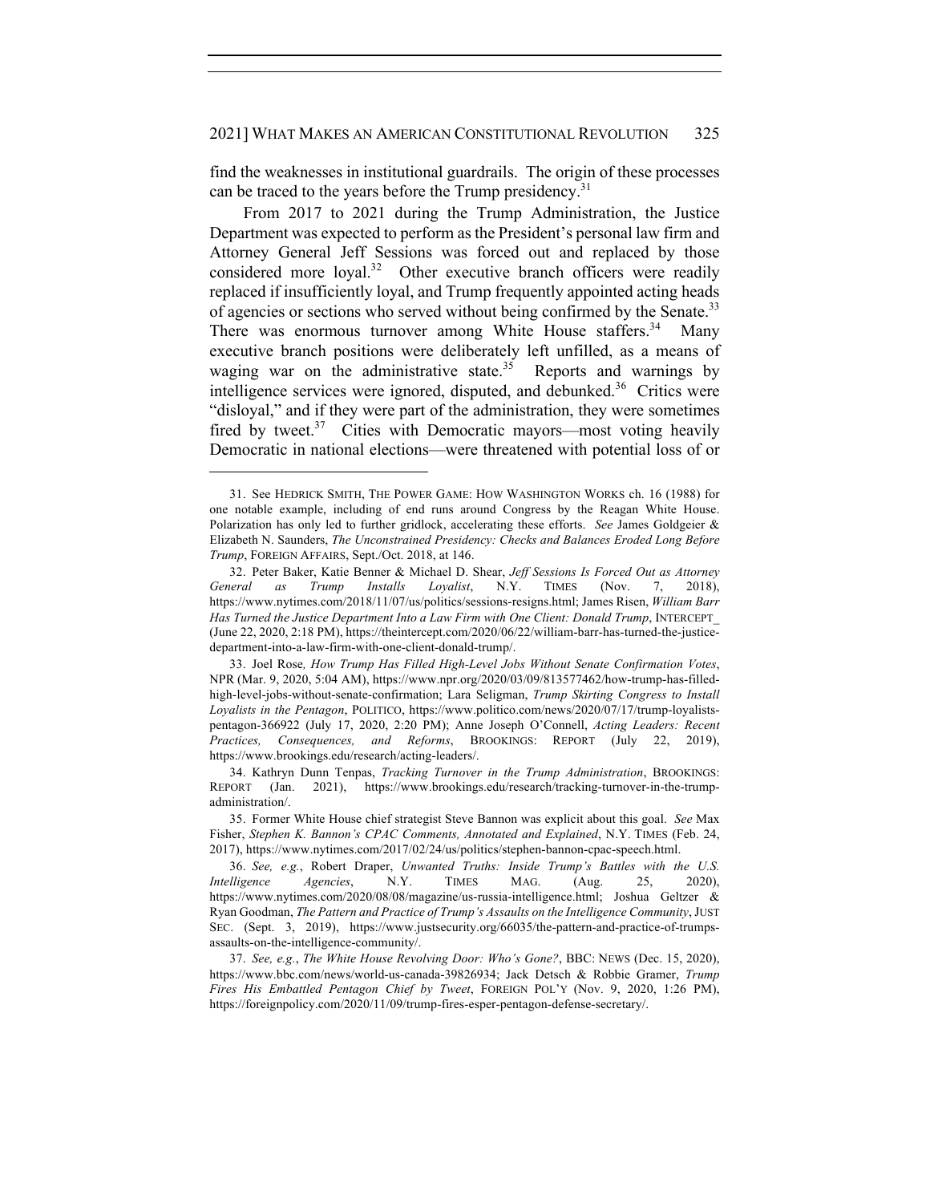find the weaknesses in institutional guardrails. The origin of these processes can be traced to the years before the Trump presidency.[31]

From 2017 to 2021 during the Trump Administration, the Justice Department was expected to perform as the President's personal law firm and Attorney General Jeff Sessions was forced out and replaced by those considered more loyal.[32] Other executive branch officers were readily replaced if insufficiently loyal, and Trump frequently appointed acting heads of agencies or sections who served without being confirmed by the Senate.[33] There was enormous turnover among White House staffers.[34] Many executive branch positions were deliberately left unfilled, as a means of waging war on the administrative state.[35] Reports and warnings by intelligence services were ignored, disputed, and debunked.[36] Critics were "disloyal," and if they were part of the administration, they were sometimes fired by tweet.[37] Cities with Democratic mayors—most voting heavily Democratic in national elections—were threatened with potential loss of or

---

31. See HEDRICK SMITH, THE POWER GAME: HOW WASHINGTON WORKS ch. 16 (1988) for one notable example, including of end runs around Congress by the Reagan White House. Polarization has only led to further gridlock, accelerating these efforts. *See* James Goldgeier & Elizabeth N. Saunders, *The Unconstrained Presidency: Checks and Balances Eroded Long Before Trump*, FOREIGN AFFAIRS, Sept./Oct. 2018, at 146.

32. Peter Baker, Katie Benner & Michael D. Shear, *Jeff Sessions Is Forced Out as Attorney General as Trump Installs Loyalist*, N.Y. TIMES (Nov. 7, 2018), https://www.nytimes.com/2018/11/07/us/politics/sessions-resigns.html; James Risen, *William Barr Has Turned the Justice Department Into a Law Firm with One Client: Donald Trump*, INTERCEPT_ (June 22, 2020, 2:18 PM), https://theintercept.com/2020/06/22/william-barr-has-turned-the-justice-department-into-a-law-firm-with-one-client-donald-trump/.

33. Joel Rose, *How Trump Has Filled High-Level Jobs Without Senate Confirmation Votes*, NPR (Mar. 9, 2020, 5:04 AM), https://www.npr.org/2020/03/09/813577462/how-trump-has-filled-high-level-jobs-without-senate-confirmation; Lara Seligman, *Trump Skirting Congress to Install Loyalists in the Pentagon*, POLITICO, https://www.politico.com/news/2020/07/17/trump-loyalists-pentagon-366922 (July 17, 2020, 2:20 PM); Anne Joseph O'Connell, *Acting Leaders: Recent Practices, Consequences, and Reforms*, BROOKINGS: REPORT (July 22, 2019), https://www.brookings.edu/research/acting-leaders/.

34. Kathryn Dunn Tenpas, *Tracking Turnover in the Trump Administration*, BROOKINGS: REPORT (Jan. 2021), https://www.brookings.edu/research/tracking-turnover-in-the-trump-administration/.

35. Former White House chief strategist Steve Bannon was explicit about this goal. *See* Max Fisher, *Stephen K. Bannon's CPAC Comments, Annotated and Explained*, N.Y. TIMES (Feb. 24, 2017), https://www.nytimes.com/2017/02/24/us/politics/stephen-bannon-cpac-speech.html.

36. *See, e.g.*, Robert Draper, *Unwanted Truths: Inside Trump's Battles with the U.S. Intelligence Agencies*, N.Y. TIMES MAG. (Aug. 25, 2020), https://www.nytimes.com/2020/08/08/magazine/us-russia-intelligence.html; Joshua Geltzer & Ryan Goodman, *The Pattern and Practice of Trump's Assaults on the Intelligence Community*, JUST SEC. (Sept. 3, 2019), https://www.justsecurity.org/66035/the-pattern-and-practice-of-trumps-assaults-on-the-intelligence-community/.

37. *See, e.g.*, *The White House Revolving Door: Who's Gone?*, BBC: NEWS (Dec. 15, 2020), https://www.bbc.com/news/world-us-canada-39826934; Jack Detsch & Robbie Gramer, *Trump Fires His Embattled Pentagon Chief by Tweet*, FOREIGN POL'Y (Nov. 9, 2020, 1:26 PM), https://foreignpolicy.com/2020/11/09/trump-fires-esper-pentagon-defense-secretary/.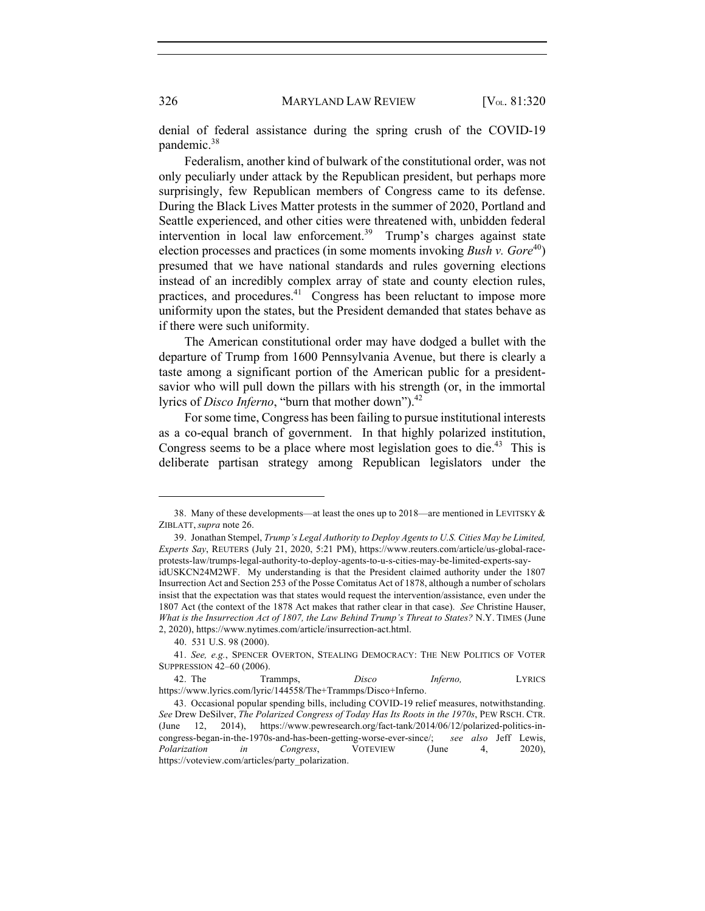denial of federal assistance during the spring crush of the COVID-19 pandemic.[38]

Federalism, another kind of bulwark of the constitutional order, was not only peculiarly under attack by the Republican president, but perhaps more surprisingly, few Republican members of Congress came to its defense. During the Black Lives Matter protests in the summer of 2020, Portland and Seattle experienced, and other cities were threatened with, unbidden federal intervention in local law enforcement.[39] Trump's charges against state election processes and practices (in some moments invoking *Bush v. Gore*[40]) presumed that we have national standards and rules governing elections instead of an incredibly complex array of state and county election rules, practices, and procedures.[41] Congress has been reluctant to impose more uniformity upon the states, but the President demanded that states behave as if there were such uniformity.

The American constitutional order may have dodged a bullet with the departure of Trump from 1600 Pennsylvania Avenue, but there is clearly a taste among a significant portion of the American public for a president-savior who will pull down the pillars with his strength (or, in the immortal lyrics of *Disco Inferno*, "burn that mother down").[42]

For some time, Congress has been failing to pursue institutional interests as a co-equal branch of government. In that highly polarized institution, Congress seems to be a place where most legislation goes to die.[43] This is deliberate partisan strategy among Republican legislators under the

---

38. Many of these developments—at least the ones up to 2018—are mentioned in LEVITSKY & ZIBLATT, *supra* note 26.

39. Jonathan Stempel, *Trump's Legal Authority to Deploy Agents to U.S. Cities May be Limited, Experts Say*, REUTERS (July 21, 2020, 5:21 PM), https://www.reuters.com/article/us-global-race-protests-law/trumps-legal-authority-to-deploy-agents-to-u-s-cities-may-be-limited-experts-say-idUSKCN24M2WF. My understanding is that the President claimed authority under the 1807 Insurrection Act and Section 253 of the Posse Comitatus Act of 1878, although a number of scholars insist that the expectation was that states would request the intervention/assistance, even under the 1807 Act (the context of the 1878 Act makes that rather clear in that case). *See* Christine Hauser, *What is the Insurrection Act of 1807, the Law Behind Trump's Threat to States?* N.Y. TIMES (June 2, 2020), https://www.nytimes.com/article/insurrection-act.html.

40. 531 U.S. 98 (2000).

41. *See, e.g.*, SPENCER OVERTON, STEALING DEMOCRACY: THE NEW POLITICS OF VOTER SUPPRESSION 42–60 (2006).

42. The Trammps, *Disco Inferno,* LYRICS https://www.lyrics.com/lyric/144558/The+Trammps/Disco+Inferno.

43. Occasional popular spending bills, including COVID-19 relief measures, notwithstanding. *See* Drew DeSilver, *The Polarized Congress of Today Has Its Roots in the 1970s*, PEW RSCH. CTR. (June 12, 2014), https://www.pewresearch.org/fact-tank/2014/06/12/polarized-politics-in-congress-began-in-the-1970s-and-has-been-getting-worse-ever-since/; *see also* Jeff Lewis, *Polarization in Congress*, VOTEVIEW (June 4, 2020), https://voteview.com/articles/party_polarization.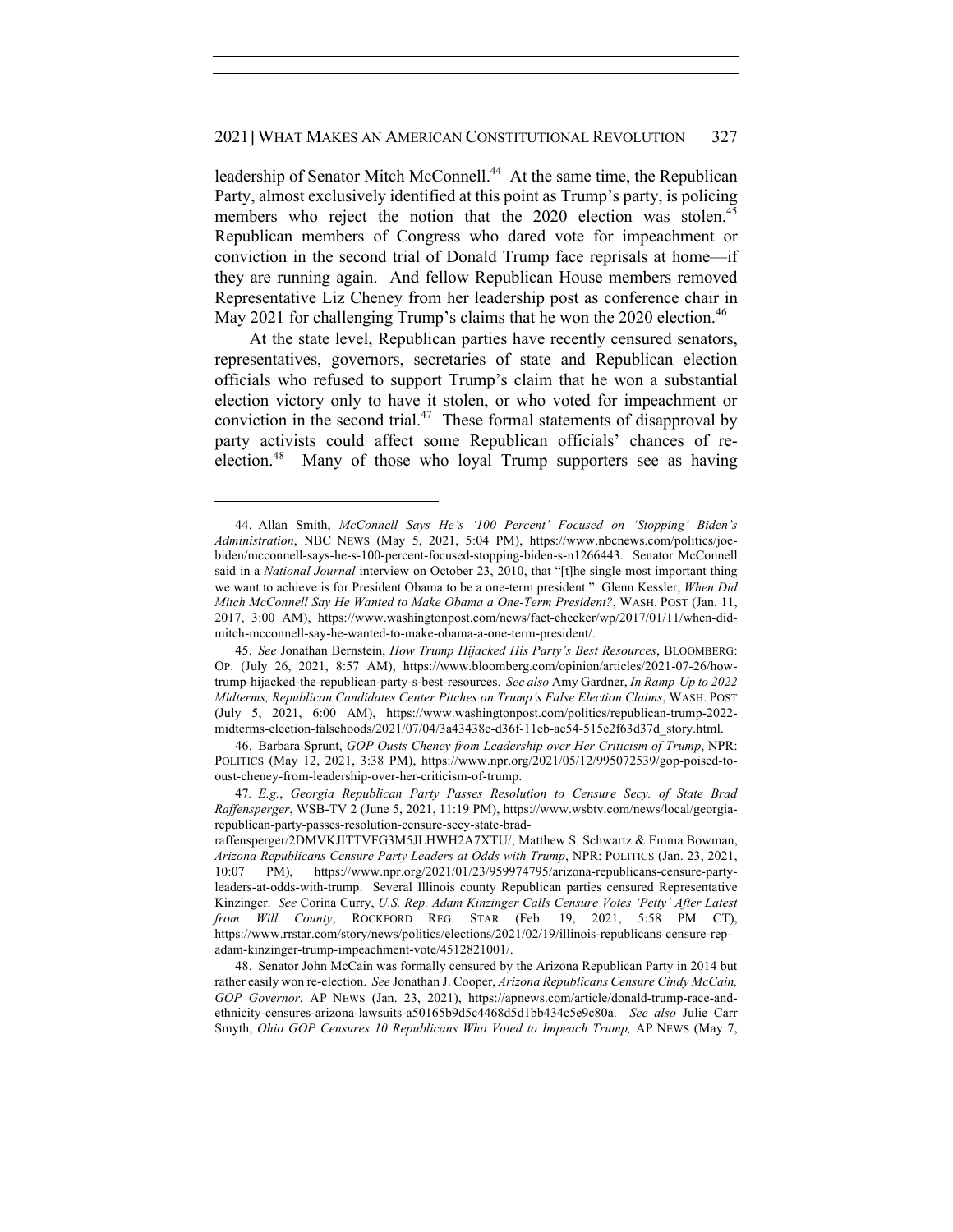leadership of Senator Mitch McConnell.[44] At the same time, the Republican Party, almost exclusively identified at this point as Trump's party, is policing members who reject the notion that the 2020 election was stolen.[45] Republican members of Congress who dared vote for impeachment or conviction in the second trial of Donald Trump face reprisals at home—if they are running again. And fellow Republican House members removed Representative Liz Cheney from her leadership post as conference chair in May 2021 for challenging Trump's claims that he won the 2020 election.[46]

At the state level, Republican parties have recently censured senators, representatives, governors, secretaries of state and Republican election officials who refused to support Trump's claim that he won a substantial election victory only to have it stolen, or who voted for impeachment or conviction in the second trial.[47] These formal statements of disapproval by party activists could affect some Republican officials' chances of re-election.[48] Many of those who loyal Trump supporters see as having

---

44. Allan Smith, *McConnell Says He's '100 Percent' Focused on 'Stopping' Biden's Administration*, NBC NEWS (May 5, 2021, 5:04 PM), https://www.nbcnews.com/politics/joe-biden/mcconnell-says-he-s-100-percent-focused-stopping-biden-s-n1266443. Senator McConnell said in a *National Journal* interview on October 23, 2010, that "[t]he single most important thing we want to achieve is for President Obama to be a one-term president." Glenn Kessler, *When Did Mitch McConnell Say He Wanted to Make Obama a One-Term President?*, WASH. POST (Jan. 11, 2017, 3:00 AM), https://www.washingtonpost.com/news/fact-checker/wp/2017/01/11/when-did-mitch-mcconnell-say-he-wanted-to-make-obama-a-one-term-president/.

45. *See* Jonathan Bernstein, *How Trump Hijacked His Party's Best Resources*, BLOOMBERG: OP. (July 26, 2021, 8:57 AM), https://www.bloomberg.com/opinion/articles/2021-07-26/how-trump-hijacked-the-republican-party-s-best-resources. *See also* Amy Gardner, *In Ramp-Up to 2022 Midterms, Republican Candidates Center Pitches on Trump's False Election Claims*, WASH. POST (July 5, 2021, 6:00 AM), https://www.washingtonpost.com/politics/republican-trump-2022-midterms-election-falsehoods/2021/07/04/3a43438c-d36f-11eb-ae54-515e2f63d37d_story.html.

46. Barbara Sprunt, *GOP Ousts Cheney from Leadership over Her Criticism of Trump*, NPR: POLITICS (May 12, 2021, 3:38 PM), https://www.npr.org/2021/05/12/995072539/gop-poised-to-oust-cheney-from-leadership-over-her-criticism-of-trump.

47. *E.g.*, *Georgia Republican Party Passes Resolution to Censure Secy. of State Brad Raffensperger*, WSB-TV 2 (June 5, 2021, 11:19 PM), https://www.wsbtv.com/news/local/georgia-republican-party-passes-resolution-censure-secy-state-brad-raffensperger/2DMVKJITTVFG3M5JLHWH2A7XTU/; Matthew S. Schwartz & Emma Bowman, *Arizona Republicans Censure Party Leaders at Odds with Trump*, NPR: POLITICS (Jan. 23, 2021, 10:07 PM), https://www.npr.org/2021/01/23/959974795/arizona-republicans-censure-party-leaders-at-odds-with-trump. Several Illinois county Republican parties censured Representative Kinzinger. *See* Corina Curry, *U.S. Rep. Adam Kinzinger Calls Censure Votes 'Petty' After Latest from Will County*, ROCKFORD REG. STAR (Feb. 19, 2021, 5:58 PM CT), https://www.rrstar.com/story/news/politics/elections/2021/02/19/illinois-republicans-censure-rep-adam-kinzinger-trump-impeachment-vote/4512821001/.

48. Senator John McCain was formally censured by the Arizona Republican Party in 2014 but rather easily won re-election. *See* Jonathan J. Cooper, *Arizona Republicans Censure Cindy McCain, GOP Governor*, AP NEWS (Jan. 23, 2021), https://apnews.com/article/donald-trump-race-and-ethnicity-censures-arizona-lawsuits-a50165b9d5c4468d5d1bb434c5e9c80a. *See also* Julie Carr Smyth, *Ohio GOP Censures 10 Republicans Who Voted to Impeach Trump,* AP NEWS (May 7,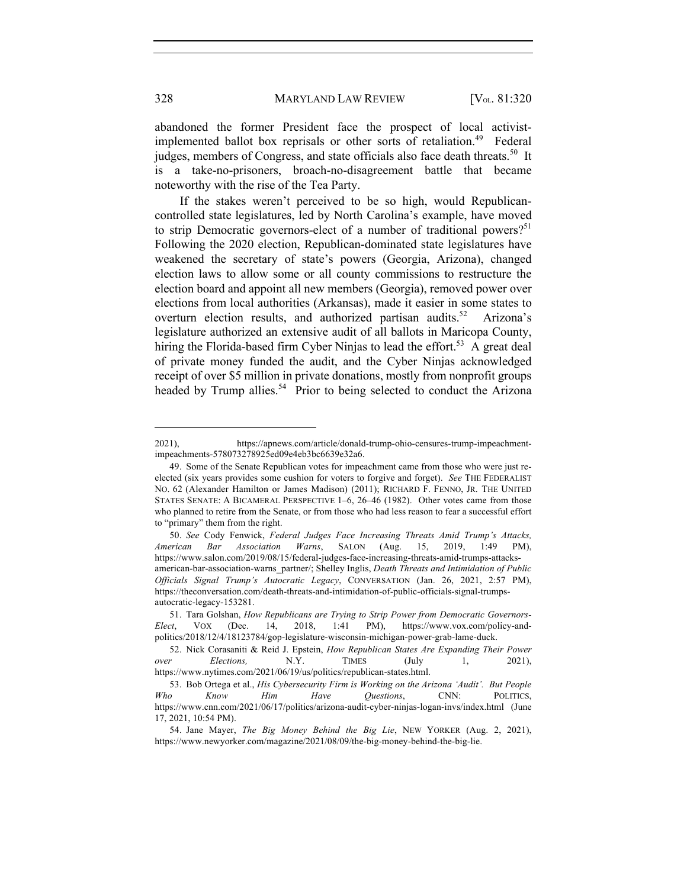abandoned the former President face the prospect of local activist-implemented ballot box reprisals or other sorts of retaliation.[49] Federal judges, members of Congress, and state officials also face death threats.[50] It is a take-no-prisoners, broach-no-disagreement battle that became noteworthy with the rise of the Tea Party.

If the stakes weren't perceived to be so high, would Republican-controlled state legislatures, led by North Carolina's example, have moved to strip Democratic governors-elect of a number of traditional powers?[51] Following the 2020 election, Republican-dominated state legislatures have weakened the secretary of state's powers (Georgia, Arizona), changed election laws to allow some or all county commissions to restructure the election board and appoint all new members (Georgia), removed power over elections from local authorities (Arkansas), made it easier in some states to overturn election results, and authorized partisan audits.[52] Arizona's legislature authorized an extensive audit of all ballots in Maricopa County, hiring the Florida-based firm Cyber Ninjas to lead the effort.[53] A great deal of private money funded the audit, and the Cyber Ninjas acknowledged receipt of over $5 million in private donations, mostly from nonprofit groups headed by Trump allies.[54] Prior to being selected to conduct the Arizona

---

2021), https://apnews.com/article/donald-trump-ohio-censures-trump-impeachment-impeachments-578073278925ed09e4eb3bc6639e32a6.

49. Some of the Senate Republican votes for impeachment came from those who were just re-elected (six years provides some cushion for voters to forgive and forget). *See* THE FEDERALIST NO. 62 (Alexander Hamilton or James Madison) (2011); RICHARD F. FENNO, JR. THE UNITED STATES SENATE: A BICAMERAL PERSPECTIVE 1–6, 26–46 (1982). Other votes came from those who planned to retire from the Senate, or from those who had less reason to fear a successful effort to "primary" them from the right.

50. *See* Cody Fenwick, *Federal Judges Face Increasing Threats Amid Trump's Attacks, American Bar Association Warns*, SALON (Aug. 15, 2019, 1:49 PM), https://www.salon.com/2019/08/15/federal-judges-face-increasing-threats-amid-trumps-attacks-american-bar-association-warns_partner/; Shelley Inglis, *Death Threats and Intimidation of Public Officials Signal Trump's Autocratic Legacy*, CONVERSATION (Jan. 26, 2021, 2:57 PM), https://theconversation.com/death-threats-and-intimidation-of-public-officials-signal-trumps-autocratic-legacy-153281.

51. Tara Golshan, *How Republicans are Trying to Strip Power from Democratic Governors-Elect*, VOX (Dec. 14, 2018, 1:41 PM), https://www.vox.com/policy-and-politics/2018/12/4/18123784/gop-legislature-wisconsin-michigan-power-grab-lame-duck.

52. Nick Corasaniti & Reid J. Epstein, *How Republican States Are Expanding Their Power over Elections,* N.Y. TIMES (July 1, 2021), https://www.nytimes.com/2021/06/19/us/politics/republican-states.html.

53. Bob Ortega et al., *His Cybersecurity Firm is Working on the Arizona 'Audit'. But People Who Know Him Have Questions*, CNN: POLITICS, https://www.cnn.com/2021/06/17/politics/arizona-audit-cyber-ninjas-logan-invs/index.html (June 17, 2021, 10:54 PM).

54. Jane Mayer, *The Big Money Behind the Big Lie*, NEW YORKER (Aug. 2, 2021), https://www.newyorker.com/magazine/2021/08/09/the-big-money-behind-the-big-lie.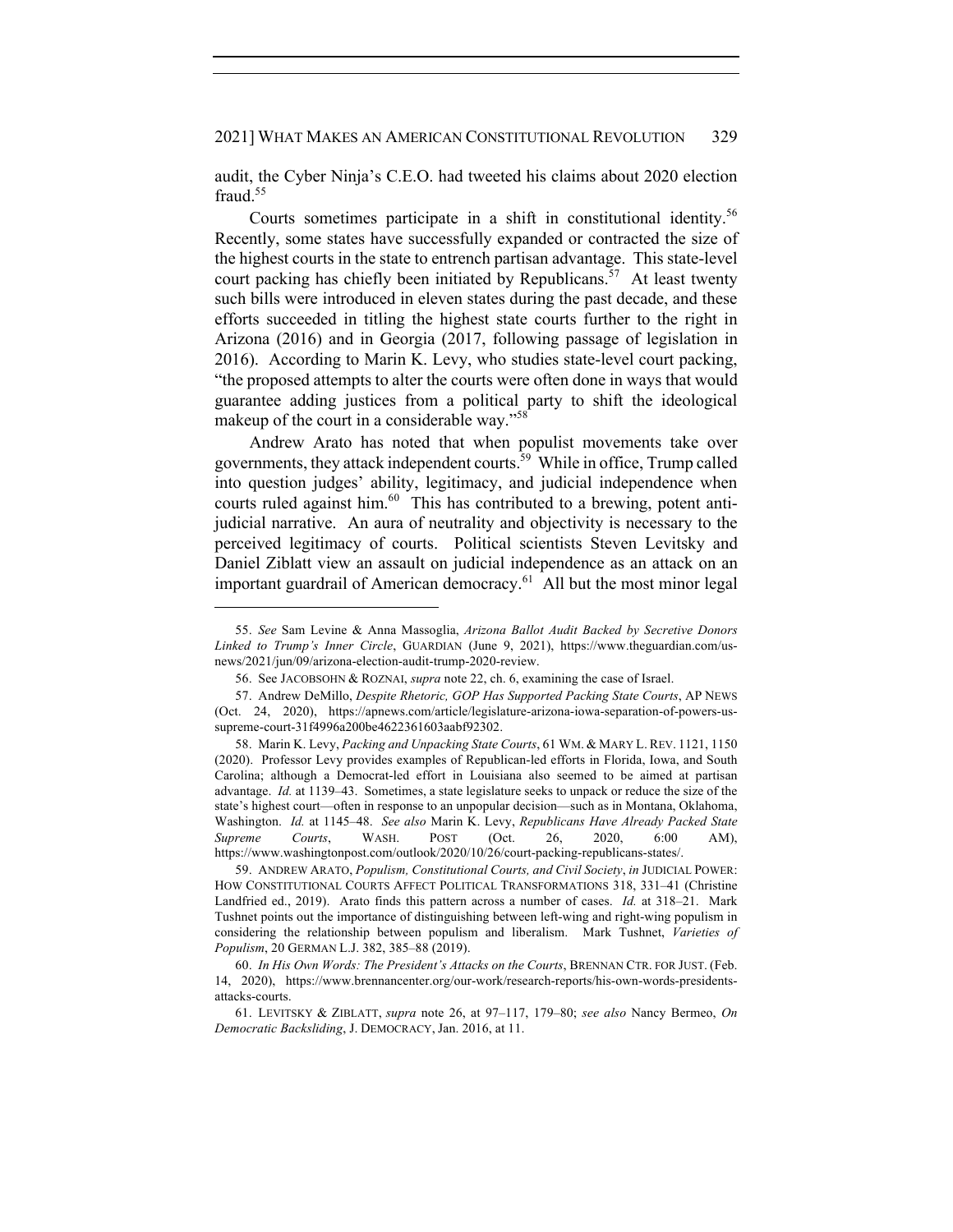audit, the Cyber Ninja's C.E.O. had tweeted his claims about 2020 election fraud.[55]

Courts sometimes participate in a shift in constitutional identity.[56] Recently, some states have successfully expanded or contracted the size of the highest courts in the state to entrench partisan advantage. This state-level court packing has chiefly been initiated by Republicans.[57] At least twenty such bills were introduced in eleven states during the past decade, and these efforts succeeded in titling the highest state courts further to the right in Arizona (2016) and in Georgia (2017, following passage of legislation in 2016). According to Marin K. Levy, who studies state-level court packing, "the proposed attempts to alter the courts were often done in ways that would guarantee adding justices from a political party to shift the ideological makeup of the court in a considerable way."[58]

Andrew Arato has noted that when populist movements take over governments, they attack independent courts.[59] While in office, Trump called into question judges' ability, legitimacy, and judicial independence when courts ruled against him.[60] This has contributed to a brewing, potent anti-judicial narrative. An aura of neutrality and objectivity is necessary to the perceived legitimacy of courts. Political scientists Steven Levitsky and Daniel Ziblatt view an assault on judicial independence as an attack on an important guardrail of American democracy.[61] All but the most minor legal

---

55. *See* Sam Levine & Anna Massoglia, *Arizona Ballot Audit Backed by Secretive Donors Linked to Trump's Inner Circle*, GUARDIAN (June 9, 2021), https://www.theguardian.com/us-news/2021/jun/09/arizona-election-audit-trump-2020-review.

56. See JACOBSOHN & ROZNAI, *supra* note 22, ch. 6, examining the case of Israel.

57. Andrew DeMillo, *Despite Rhetoric, GOP Has Supported Packing State Courts*, AP NEWS (Oct. 24, 2020), https://apnews.com/article/legislature-arizona-iowa-separation-of-powers-us-supreme-court-31f4996a200be4622361603aabf92302.

58. Marin K. Levy, *Packing and Unpacking State Courts*, 61 WM. & MARY L. REV. 1121, 1150 (2020). Professor Levy provides examples of Republican-led efforts in Florida, Iowa, and South Carolina; although a Democrat-led effort in Louisiana also seemed to be aimed at partisan advantage. *Id.* at 1139–43. Sometimes, a state legislature seeks to unpack or reduce the size of the state's highest court—often in response to an unpopular decision—such as in Montana, Oklahoma, Washington. *Id.* at 1145–48. *See also* Marin K. Levy, *Republicans Have Already Packed State Supreme Courts*, WASH. POST (Oct. 26, 2020, 6:00 AM), https://www.washingtonpost.com/outlook/2020/10/26/court-packing-republicans-states/.

59. ANDREW ARATO, *Populism, Constitutional Courts, and Civil Society*, *in* JUDICIAL POWER: HOW CONSTITUTIONAL COURTS AFFECT POLITICAL TRANSFORMATIONS 318, 331–41 (Christine Landfried ed., 2019). Arato finds this pattern across a number of cases. *Id.* at 318–21. Mark Tushnet points out the importance of distinguishing between left-wing and right-wing populism in considering the relationship between populism and liberalism. Mark Tushnet, *Varieties of Populism*, 20 GERMAN L.J. 382, 385–88 (2019).

60. *In His Own Words: The President's Attacks on the Courts*, BRENNAN CTR. FOR JUST. (Feb. 14, 2020), https://www.brennancenter.org/our-work/research-reports/his-own-words-presidents-attacks-courts.

61. LEVITSKY & ZIBLATT, *supra* note 26, at 97–117, 179–80; *see also* Nancy Bermeo, *On Democratic Backsliding*, J. DEMOCRACY, Jan. 2016, at 11.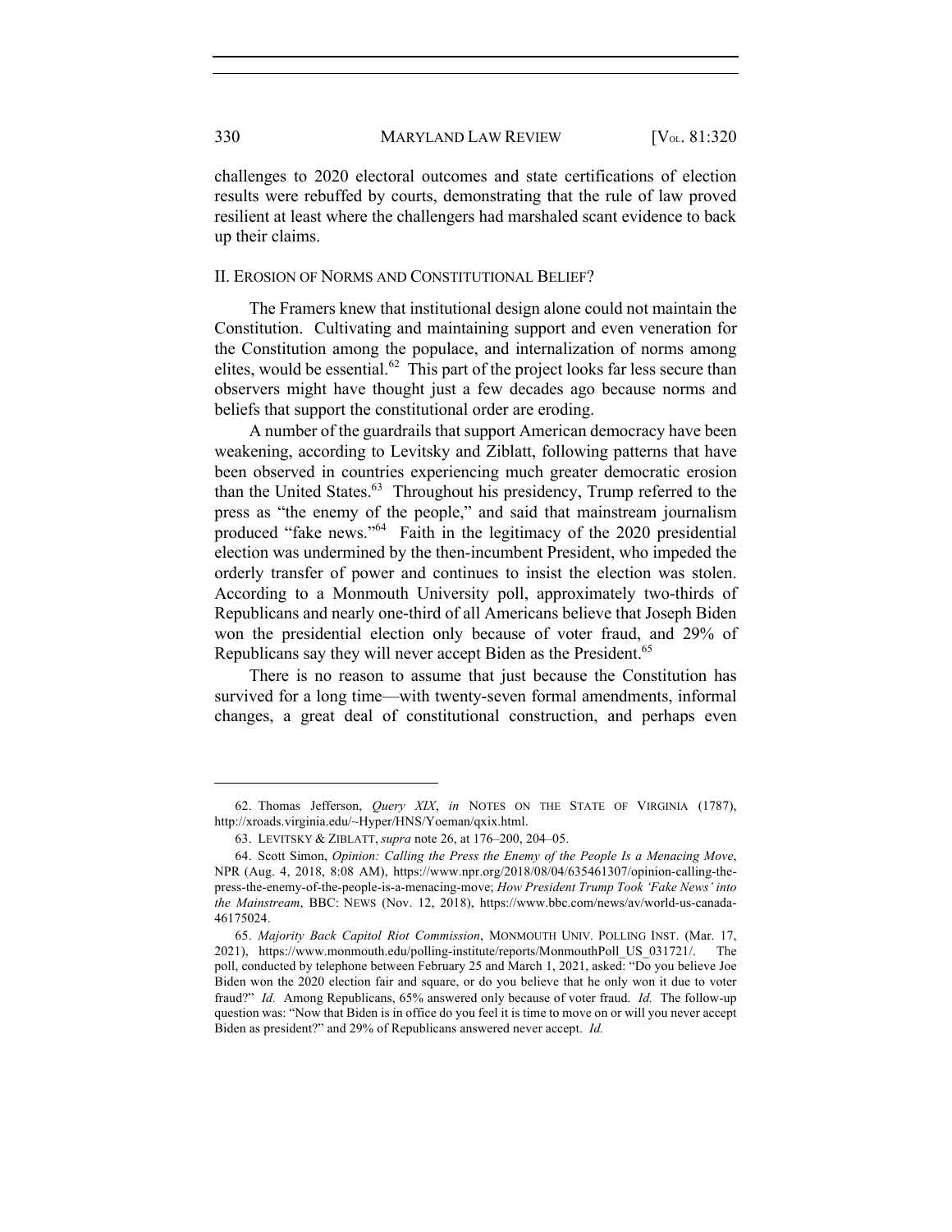challenges to 2020 electoral outcomes and state certifications of election results were rebuffed by courts, demonstrating that the rule of law proved resilient at least where the challengers had marshaled scant evidence to back up their claims.

## II. Erosion of Norms and Constitutional Belief?

The Framers knew that institutional design alone could not maintain the Constitution. Cultivating and maintaining support and even veneration for the Constitution among the populace, and internalization of norms among elites, would be essential.[62] This part of the project looks far less secure than observers might have thought just a few decades ago because norms and beliefs that support the constitutional order are eroding.

A number of the guardrails that support American democracy have been weakening, according to Levitsky and Ziblatt, following patterns that have been observed in countries experiencing much greater democratic erosion than the United States.[63] Throughout his presidency, Trump referred to the press as "the enemy of the people," and said that mainstream journalism produced "fake news."[64] Faith in the legitimacy of the 2020 presidential election was undermined by the then-incumbent President, who impeded the orderly transfer of power and continues to insist the election was stolen. According to a Monmouth University poll, approximately two-thirds of Republicans and nearly one-third of all Americans believe that Joseph Biden won the presidential election only because of voter fraud, and 29% of Republicans say they will never accept Biden as the President.[65]

There is no reason to assume that just because the Constitution has survived for a long time—with twenty-seven formal amendments, informal changes, a great deal of constitutional construction, and perhaps even

---

62. Thomas Jefferson, *Query XIX*, *in* NOTES ON THE STATE OF VIRGINIA (1787), http://xroads.virginia.edu/~Hyper/HNS/Yoeman/qxix.html.

63. LEVITSKY & ZIBLATT, *supra* note 26, at 176–200, 204–05.

64. Scott Simon, *Opinion: Calling the Press the Enemy of the People Is a Menacing Move*, NPR (Aug. 4, 2018, 8:08 AM), https://www.npr.org/2018/08/04/635461307/opinion-calling-the-press-the-enemy-of-the-people-is-a-menacing-move; *How President Trump Took 'Fake News' into the Mainstream*, BBC: NEWS (Nov. 12, 2018), https://www.bbc.com/news/av/world-us-canada-46175024.

65. *Majority Back Capitol Riot Commission*, MONMOUTH UNIV. POLLING INST. (Mar. 17, 2021), https://www.monmouth.edu/polling-institute/reports/MonmouthPoll_US_031721/. The poll, conducted by telephone between February 25 and March 1, 2021, asked: "Do you believe Joe Biden won the 2020 election fair and square, or do you believe that he only won it due to voter fraud?" *Id.* Among Republicans, 65% answered only because of voter fraud. *Id.* The follow-up question was: "Now that Biden is in office do you feel it is time to move on or will you never accept Biden as president?" and 29% of Republicans answered never accept. *Id.*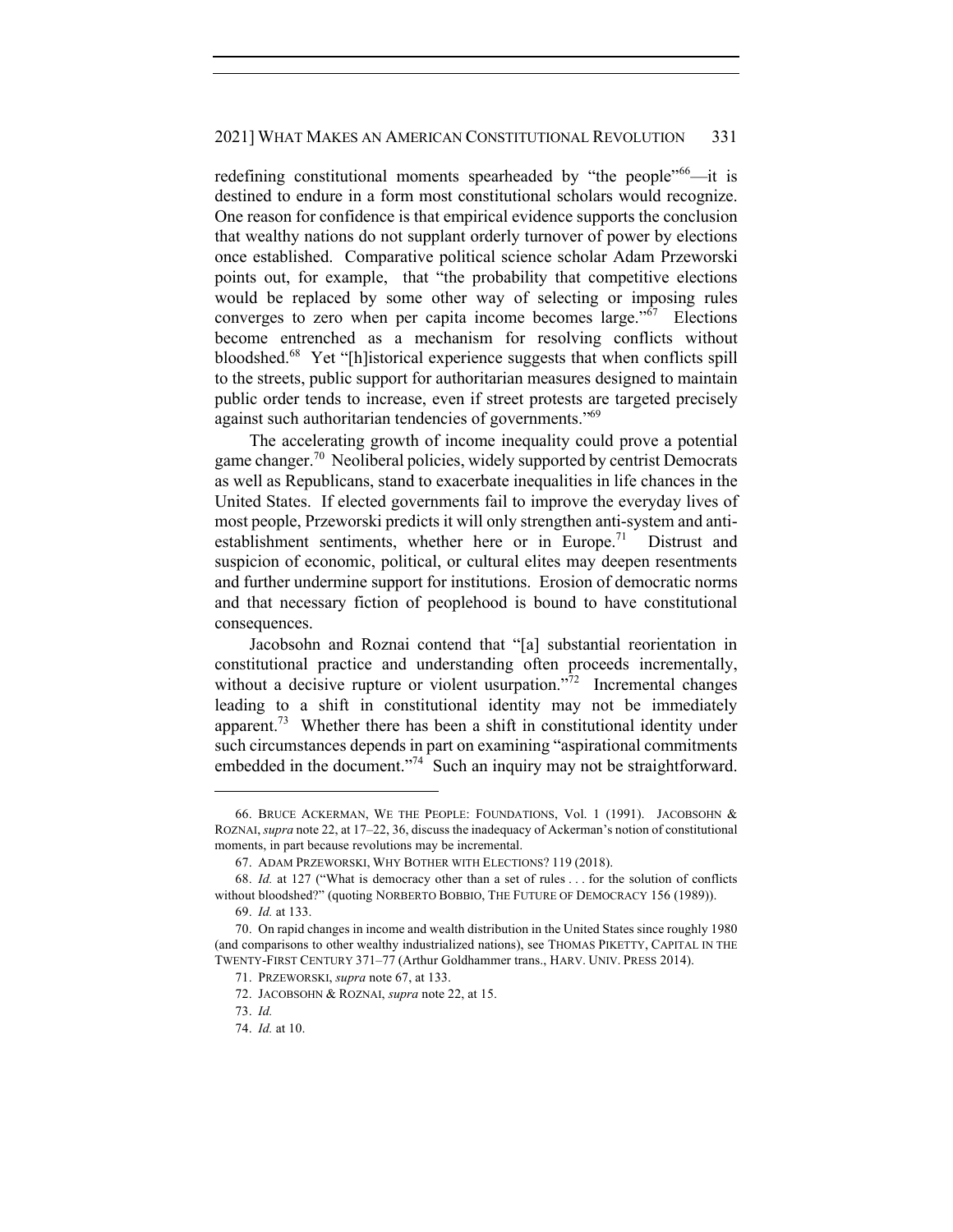redefining constitutional moments spearheaded by "the people"[66]—it is destined to endure in a form most constitutional scholars would recognize. One reason for confidence is that empirical evidence supports the conclusion that wealthy nations do not supplant orderly turnover of power by elections once established. Comparative political science scholar Adam Przeworski points out, for example, that "the probability that competitive elections would be replaced by some other way of selecting or imposing rules converges to zero when per capita income becomes large."[67] Elections become entrenched as a mechanism for resolving conflicts without bloodshed.[68] Yet "[h]istorical experience suggests that when conflicts spill to the streets, public support for authoritarian measures designed to maintain public order tends to increase, even if street protests are targeted precisely against such authoritarian tendencies of governments."[69]

The accelerating growth of income inequality could prove a potential game changer.[70] Neoliberal policies, widely supported by centrist Democrats as well as Republicans, stand to exacerbate inequalities in life chances in the United States. If elected governments fail to improve the everyday lives of most people, Przeworski predicts it will only strengthen anti-system and anti-establishment sentiments, whether here or in Europe.[71] Distrust and suspicion of economic, political, or cultural elites may deepen resentments and further undermine support for institutions. Erosion of democratic norms and that necessary fiction of peoplehood is bound to have constitutional consequences.

Jacobsohn and Roznai contend that "[a] substantial reorientation in constitutional practice and understanding often proceeds incrementally, without a decisive rupture or violent usurpation."[72] Incremental changes leading to a shift in constitutional identity may not be immediately apparent.[73] Whether there has been a shift in constitutional identity under such circumstances depends in part on examining "aspirational commitments embedded in the document."[74] Such an inquiry may not be straightforward.

---

66. BRUCE ACKERMAN, WE THE PEOPLE: FOUNDATIONS, Vol. 1 (1991). JACOBSOHN & ROZNAI, *supra* note 22, at 17–22, 36, discuss the inadequacy of Ackerman's notion of constitutional moments, in part because revolutions may be incremental.

67. ADAM PRZEWORSKI, WHY BOTHER WITH ELECTIONS? 119 (2018).

68. *Id.* at 127 ("What is democracy other than a set of rules . . . for the solution of conflicts without bloodshed?" (quoting NORBERTO BOBBIO, THE FUTURE OF DEMOCRACY 156 (1989)).

69. *Id.* at 133.

70. On rapid changes in income and wealth distribution in the United States since roughly 1980 (and comparisons to other wealthy industrialized nations), see THOMAS PIKETTY, CAPITAL IN THE TWENTY-FIRST CENTURY 371–77 (Arthur Goldhammer trans., HARV. UNIV. PRESS 2014).

71. PRZEWORSKI, *supra* note 67, at 133.

72. JACOBSOHN & ROZNAI, *supra* note 22, at 15.

73. *Id.*

74. *Id.* at 10.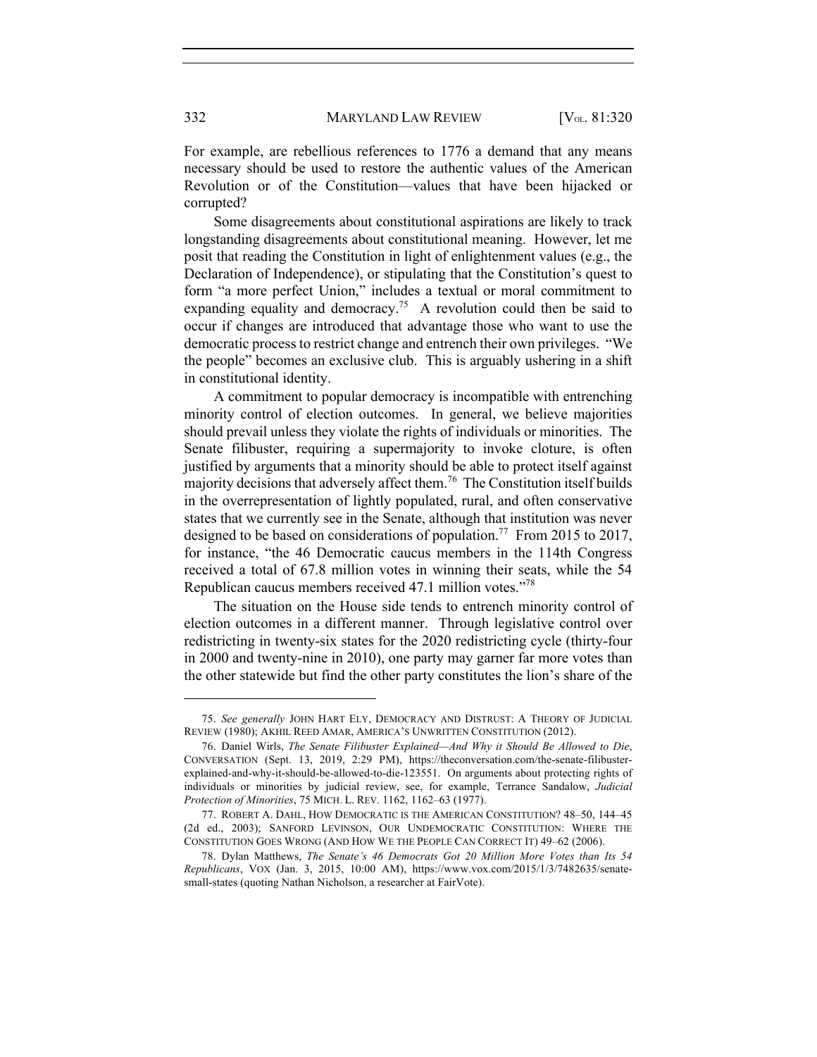For example, are rebellious references to 1776 a demand that any means necessary should be used to restore the authentic values of the American Revolution or of the Constitution—values that have been hijacked or corrupted?

Some disagreements about constitutional aspirations are likely to track longstanding disagreements about constitutional meaning. However, let me posit that reading the Constitution in light of enlightenment values (e.g., the Declaration of Independence), or stipulating that the Constitution's quest to form "a more perfect Union," includes a textual or moral commitment to expanding equality and democracy.[75] A revolution could then be said to occur if changes are introduced that advantage those who want to use the democratic process to restrict change and entrench their own privileges. "We the people" becomes an exclusive club. This is arguably ushering in a shift in constitutional identity.

A commitment to popular democracy is incompatible with entrenching minority control of election outcomes. In general, we believe majorities should prevail unless they violate the rights of individuals or minorities. The Senate filibuster, requiring a supermajority to invoke cloture, is often justified by arguments that a minority should be able to protect itself against majority decisions that adversely affect them.[76] The Constitution itself builds in the overrepresentation of lightly populated, rural, and often conservative states that we currently see in the Senate, although that institution was never designed to be based on considerations of population.[77] From 2015 to 2017, for instance, "the 46 Democratic caucus members in the 114th Congress received a total of 67.8 million votes in winning their seats, while the 54 Republican caucus members received 47.1 million votes."[78]

The situation on the House side tends to entrench minority control of election outcomes in a different manner. Through legislative control over redistricting in twenty-six states for the 2020 redistricting cycle (thirty-four in 2000 and twenty-nine in 2010), one party may garner far more votes than the other statewide but find the other party constitutes the lion's share of the

---

75. *See generally* JOHN HART ELY, DEMOCRACY AND DISTRUST: A THEORY OF JUDICIAL REVIEW (1980); AKHIL REED AMAR, AMERICA'S UNWRITTEN CONSTITUTION (2012).

76. Daniel Wirls, *The Senate Filibuster Explained—And Why it Should Be Allowed to Die*, CONVERSATION (Sept. 13, 2019, 2:29 PM), https://theconversation.com/the-senate-filibuster-explained-and-why-it-should-be-allowed-to-die-123551. On arguments about protecting rights of individuals or minorities by judicial review, see, for example, Terrance Sandalow, *Judicial Protection of Minorities*, 75 MICH. L. REV. 1162, 1162–63 (1977).

77. ROBERT A. DAHL, HOW DEMOCRATIC IS THE AMERICAN CONSTITUTION? 48–50, 144–45 (2d ed., 2003); SANFORD LEVINSON, OUR UNDEMOCRATIC CONSTITUTION: WHERE THE CONSTITUTION GOES WRONG (AND HOW WE THE PEOPLE CAN CORRECT IT) 49–62 (2006).

78. Dylan Matthews, *The Senate's 46 Democrats Got 20 Million More Votes than Its 54 Republicans*, VOX (Jan. 3, 2015, 10:00 AM), https://www.vox.com/2015/1/3/7482635/senate-small-states (quoting Nathan Nicholson, a researcher at FairVote).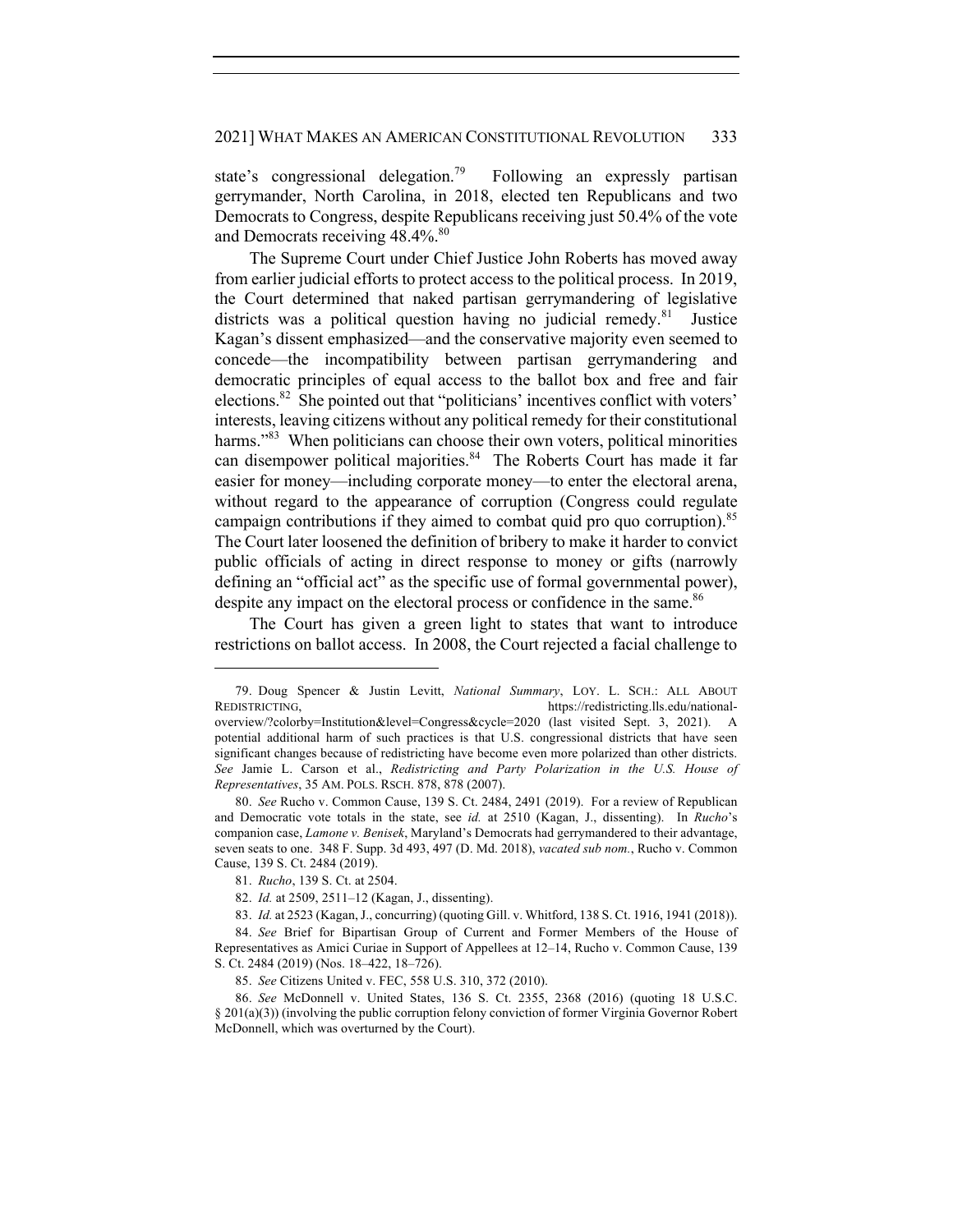state's congressional delegation.[79] Following an expressly partisan gerrymander, North Carolina, in 2018, elected ten Republicans and two Democrats to Congress, despite Republicans receiving just 50.4% of the vote and Democrats receiving 48.4%.[80]

The Supreme Court under Chief Justice John Roberts has moved away from earlier judicial efforts to protect access to the political process. In 2019, the Court determined that naked partisan gerrymandering of legislative districts was a political question having no judicial remedy.[81] Justice Kagan's dissent emphasized—and the conservative majority even seemed to concede—the incompatibility between partisan gerrymandering and democratic principles of equal access to the ballot box and free and fair elections.[82] She pointed out that "politicians' incentives conflict with voters' interests, leaving citizens without any political remedy for their constitutional harms."[83] When politicians can choose their own voters, political minorities can disempower political majorities.[84] The Roberts Court has made it far easier for money—including corporate money—to enter the electoral arena, without regard to the appearance of corruption (Congress could regulate campaign contributions if they aimed to combat quid pro quo corruption).[85] The Court later loosened the definition of bribery to make it harder to convict public officials of acting in direct response to money or gifts (narrowly defining an "official act" as the specific use of formal governmental power), despite any impact on the electoral process or confidence in the same.[86]

The Court has given a green light to states that want to introduce restrictions on ballot access. In 2008, the Court rejected a facial challenge to

---

79. Doug Spencer & Justin Levitt, *National Summary*, LOY. L. SCH.: ALL ABOUT REDISTRICTING, https://redistricting.lls.edu/national-overview/?colorby=Institution&level=Congress&cycle=2020 (last visited Sept. 3, 2021). A potential additional harm of such practices is that U.S. congressional districts that have seen significant changes because of redistricting have become even more polarized than other districts. *See* Jamie L. Carson et al., *Redistricting and Party Polarization in the U.S. House of Representatives*, 35 AM. POLS. RSCH. 878, 878 (2007).

80. *See* Rucho v. Common Cause, 139 S. Ct. 2484, 2491 (2019). For a review of Republican and Democratic vote totals in the state, see *id.* at 2510 (Kagan, J., dissenting). In *Rucho*'s companion case, *Lamone v. Benisek*, Maryland's Democrats had gerrymandered to their advantage, seven seats to one. 348 F. Supp. 3d 493, 497 (D. Md. 2018), *vacated sub nom.*, Rucho v. Common Cause, 139 S. Ct. 2484 (2019).

81. *Rucho*, 139 S. Ct. at 2504.

82. *Id.* at 2509, 2511–12 (Kagan, J., dissenting).

83. *Id.* at 2523 (Kagan, J., concurring) (quoting Gill. v. Whitford, 138 S. Ct. 1916, 1941 (2018)).

84. *See* Brief for Bipartisan Group of Current and Former Members of the House of Representatives as Amici Curiae in Support of Appellees at 12–14, Rucho v. Common Cause, 139 S. Ct. 2484 (2019) (Nos. 18–422, 18–726).

85. *See* Citizens United v. FEC, 558 U.S. 310, 372 (2010).

86. *See* McDonnell v. United States, 136 S. Ct. 2355, 2368 (2016) (quoting 18 U.S.C. § 201(a)(3)) (involving the public corruption felony conviction of former Virginia Governor Robert McDonnell, which was overturned by the Court).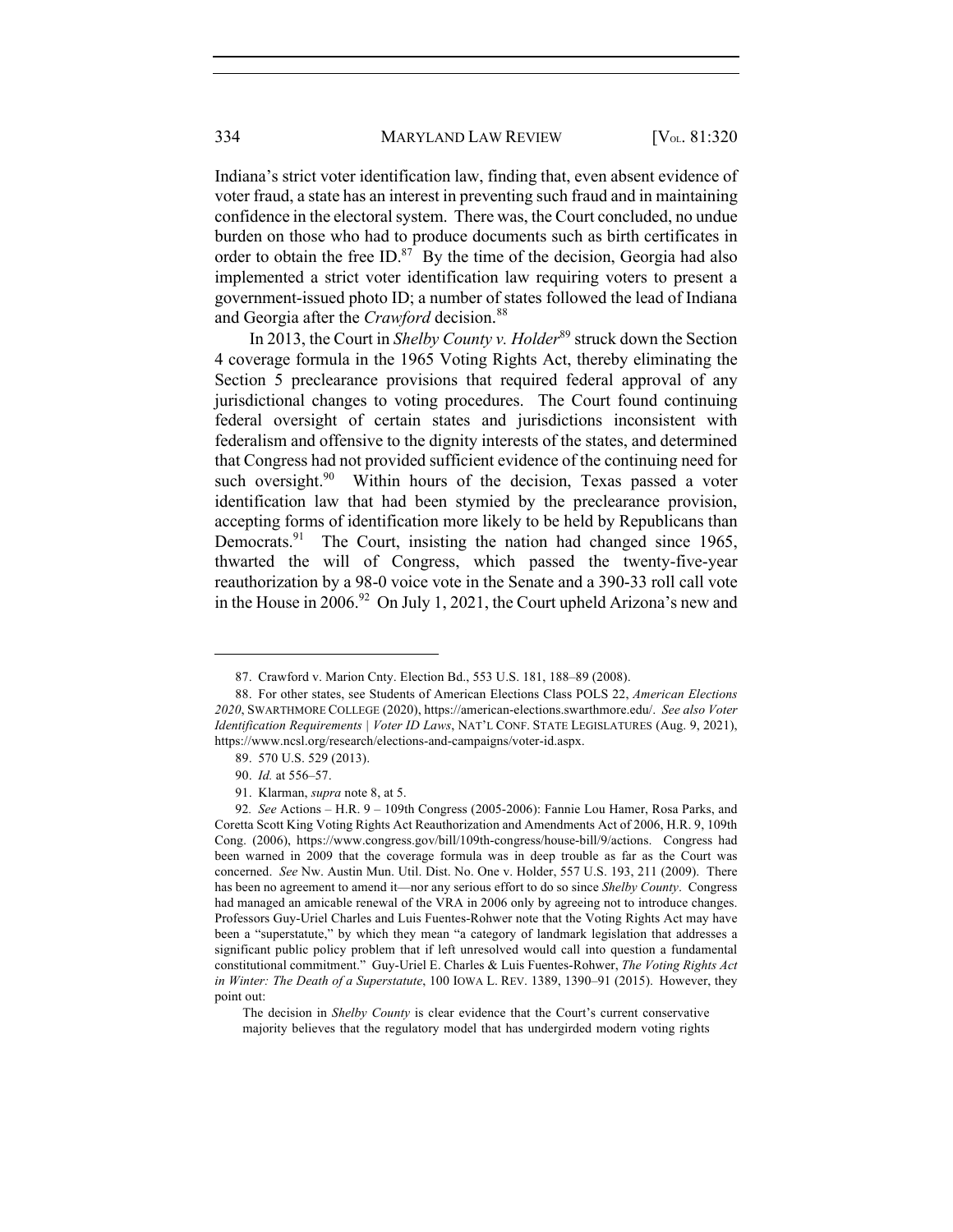Indiana's strict voter identification law, finding that, even absent evidence of voter fraud, a state has an interest in preventing such fraud and in maintaining confidence in the electoral system. There was, the Court concluded, no undue burden on those who had to produce documents such as birth certificates in order to obtain the free ID.[87] By the time of the decision, Georgia had also implemented a strict voter identification law requiring voters to present a government-issued photo ID; a number of states followed the lead of Indiana and Georgia after the *Crawford* decision.[88]

In 2013, the Court in *Shelby County v. Holder*[89] struck down the Section 4 coverage formula in the 1965 Voting Rights Act, thereby eliminating the Section 5 preclearance provisions that required federal approval of any jurisdictional changes to voting procedures. The Court found continuing federal oversight of certain states and jurisdictions inconsistent with federalism and offensive to the dignity interests of the states, and determined that Congress had not provided sufficient evidence of the continuing need for such oversight.[90] Within hours of the decision, Texas passed a voter identification law that had been stymied by the preclearance provision, accepting forms of identification more likely to be held by Republicans than Democrats.[91] The Court, insisting the nation had changed since 1965, thwarted the will of Congress, which passed the twenty-five-year reauthorization by a 98-0 voice vote in the Senate and a 390-33 roll call vote in the House in 2006.[92] On July 1, 2021, the Court upheld Arizona's new and

---

87. Crawford v. Marion Cnty. Election Bd., 553 U.S. 181, 188–89 (2008).

88. For other states, see Students of American Elections Class POLS 22, *American Elections 2020*, SWARTHMORE COLLEGE (2020), https://american-elections.swarthmore.edu/. *See also Voter Identification Requirements | Voter ID Laws*, NAT'L CONF. STATE LEGISLATURES (Aug. 9, 2021), https://www.ncsl.org/research/elections-and-campaigns/voter-id.aspx.

89. 570 U.S. 529 (2013).

90. *Id.* at 556–57.

91. Klarman, *supra* note 8, at 5.

92. *See* Actions – H.R. 9 – 109th Congress (2005-2006): Fannie Lou Hamer, Rosa Parks, and Coretta Scott King Voting Rights Act Reauthorization and Amendments Act of 2006, H.R. 9, 109th Cong. (2006), https://www.congress.gov/bill/109th-congress/house-bill/9/actions. Congress had been warned in 2009 that the coverage formula was in deep trouble as far as the Court was concerned. *See* Nw. Austin Mun. Util. Dist. No. One v. Holder, 557 U.S. 193, 211 (2009). There has been no agreement to amend it—nor any serious effort to do so since *Shelby County*. Congress had managed an amicable renewal of the VRA in 2006 only by agreeing not to introduce changes. Professors Guy-Uriel Charles and Luis Fuentes-Rohwer note that the Voting Rights Act may have been a "superstatute," by which they mean "a category of landmark legislation that addresses a significant public policy problem that if left unresolved would call into question a fundamental constitutional commitment." Guy-Uriel E. Charles & Luis Fuentes-Rohwer, *The Voting Rights Act in Winter: The Death of a Superstatute*, 100 IOWA L. REV. 1389, 1390–91 (2015). However, they point out:

> The decision in *Shelby County* is clear evidence that the Court's current conservative majority believes that the regulatory model that has undergirded modern voting rights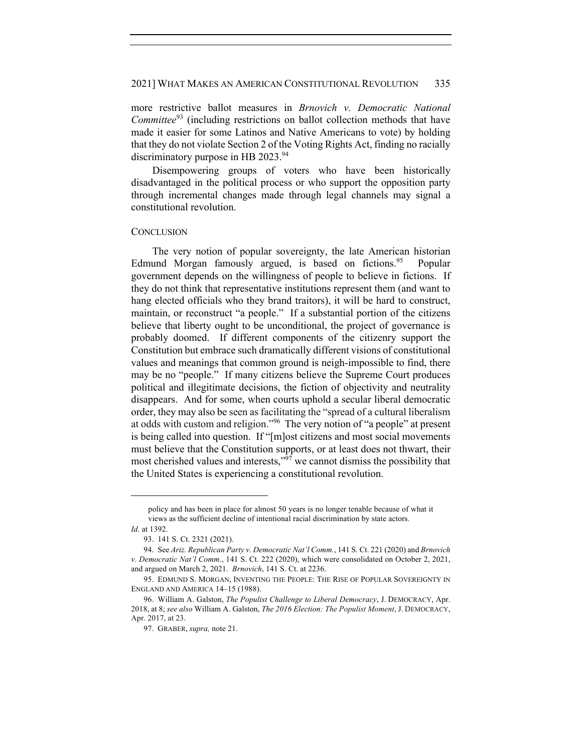more restrictive ballot measures in *Brnovich v. Democratic National Committee*[93] (including restrictions on ballot collection methods that have made it easier for some Latinos and Native Americans to vote) by holding that they do not violate Section 2 of the Voting Rights Act, finding no racially discriminatory purpose in HB 2023.[94]

Disempowering groups of voters who have been historically disadvantaged in the political process or who support the opposition party through incremental changes made through legal channels may signal a constitutional revolution.

## CONCLUSION

The very notion of popular sovereignty, the late American historian Edmund Morgan famously argued, is based on fictions.[95] Popular government depends on the willingness of people to believe in fictions. If they do not think that representative institutions represent them (and want to hang elected officials who they brand traitors), it will be hard to construct, maintain, or reconstruct "a people." If a substantial portion of the citizens believe that liberty ought to be unconditional, the project of governance is probably doomed. If different components of the citizenry support the Constitution but embrace such dramatically different visions of constitutional values and meanings that common ground is neigh-impossible to find, there may be no "people." If many citizens believe the Supreme Court produces political and illegitimate decisions, the fiction of objectivity and neutrality disappears. And for some, when courts uphold a secular liberal democratic order, they may also be seen as facilitating the "spread of a cultural liberalism at odds with custom and religion."[96] The very notion of "a people" at present is being called into question. If "[m]ost citizens and most social movements must believe that the Constitution supports, or at least does not thwart, their most cherished values and interests,"[97] we cannot dismiss the possibility that the United States is experiencing a constitutional revolution.

---

> policy and has been in place for almost 50 years is no longer tenable because of what it views as the sufficient decline of intentional racial discrimination by state actors.

*Id.* at 1392.

93. 141 S. Ct. 2321 (2021).

94. See *Ariz. Republican Party v. Democratic Nat'l Comm.*, 141 S. Ct. 221 (2020) and *Brnovich v. Democratic Nat'l Comm.*, 141 S. Ct. 222 (2020), which were consolidated on October 2, 2021, and argued on March 2, 2021. *Brnovich*, 141 S. Ct. at 2236.

95. EDMUND S. MORGAN, INVENTING THE PEOPLE: THE RISE OF POPULAR SOVEREIGNTY IN ENGLAND AND AMERICA 14–15 (1988).

96. William A. Galston, *The Populist Challenge to Liberal Democracy*, J. DEMOCRACY, Apr. 2018, at 8; *see also* William A. Galston, *The 2016 Election: The Populist Moment*, J. DEMOCRACY, Apr. 2017, at 23.

97. GRABER, *supra,* note 21.